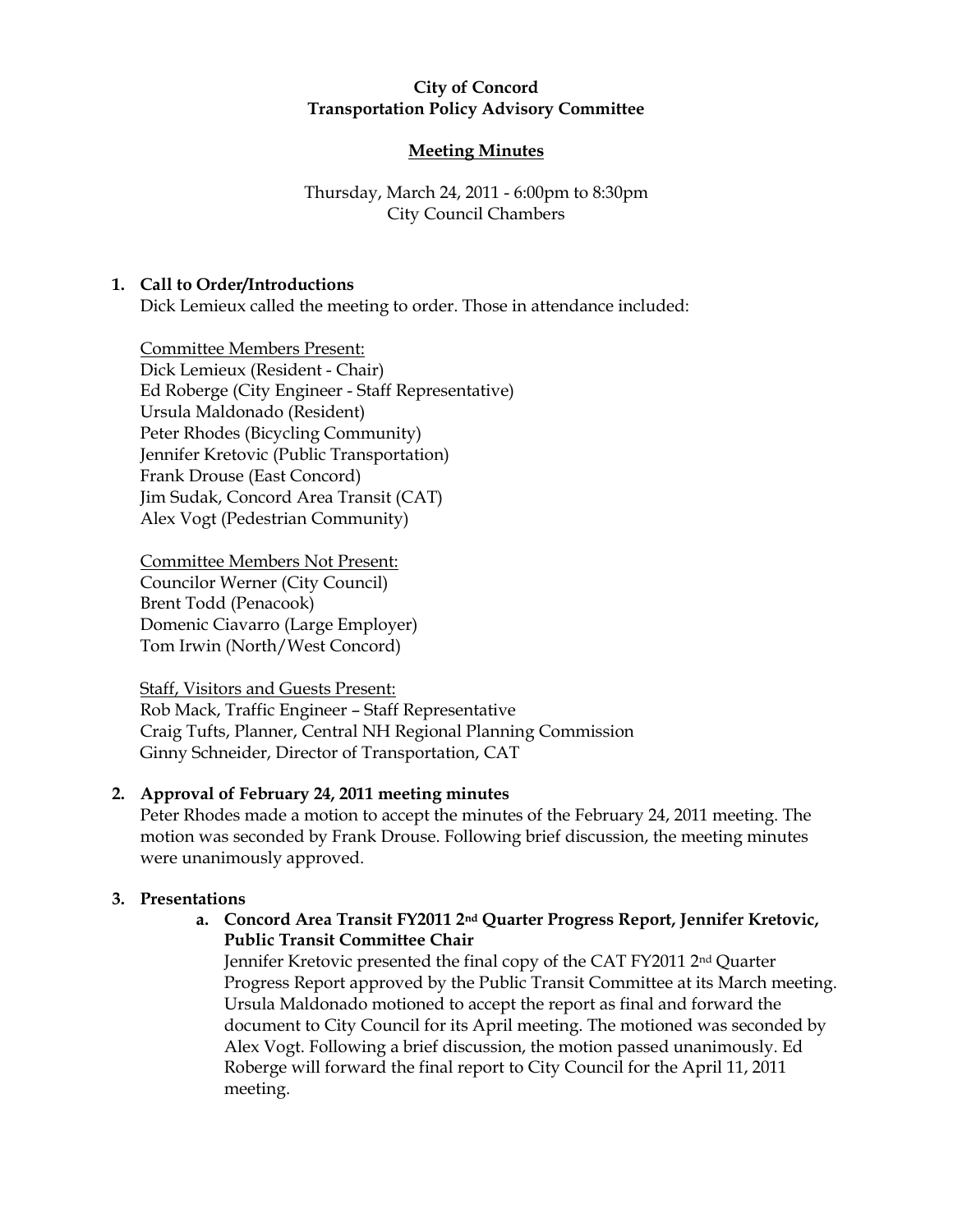**City of Concord**
**Transportation Policy Advisory Committee**

**Meeting Minutes**

Thursday, March 24, 2011 - 6:00pm to 8:30pm
City Council Chambers

1. **Call to Order/Introductions**
   Dick Lemieux called the meeting to order. Those in attendance included:

   Committee Members Present:
   Dick Lemieux (Resident - Chair)
   Ed Roberge (City Engineer - Staff Representative)
   Ursula Maldonado (Resident)
   Peter Rhodes (Bicycling Community)
   Jennifer Kretovic (Public Transportation)
   Frank Drouse (East Concord)
   Jim Sudak, Concord Area Transit (CAT)
   Alex Vogt (Pedestrian Community)

   Committee Members Not Present:
   Councilor Werner (City Council)
   Brent Todd (Penacook)
   Domenic Ciavarro (Large Employer)
   Tom Irwin (North/West Concord)

   Staff, Visitors and Guests Present:
   Rob Mack, Traffic Engineer – Staff Representative
   Craig Tufts, Planner, Central NH Regional Planning Commission
   Ginny Schneider, Director of Transportation, CAT

2. **Approval of February 24, 2011 meeting minutes**
   Peter Rhodes made a motion to accept the minutes of the February 24, 2011 meeting. The motion was seconded by Frank Drouse. Following brief discussion, the meeting minutes were unanimously approved.

3. **Presentations**
   a. **Concord Area Transit FY2011 2nd Quarter Progress Report, Jennifer Kretovic, Public Transit Committee Chair**
      Jennifer Kretovic presented the final copy of the CAT FY2011 2nd Quarter Progress Report approved by the Public Transit Committee at its March meeting. Ursula Maldonado motioned to accept the report as final and forward the document to City Council for its April meeting. The motioned was seconded by Alex Vogt. Following a brief discussion, the motion passed unanimously. Ed Roberge will forward the final report to City Council for the April 11, 2011 meeting.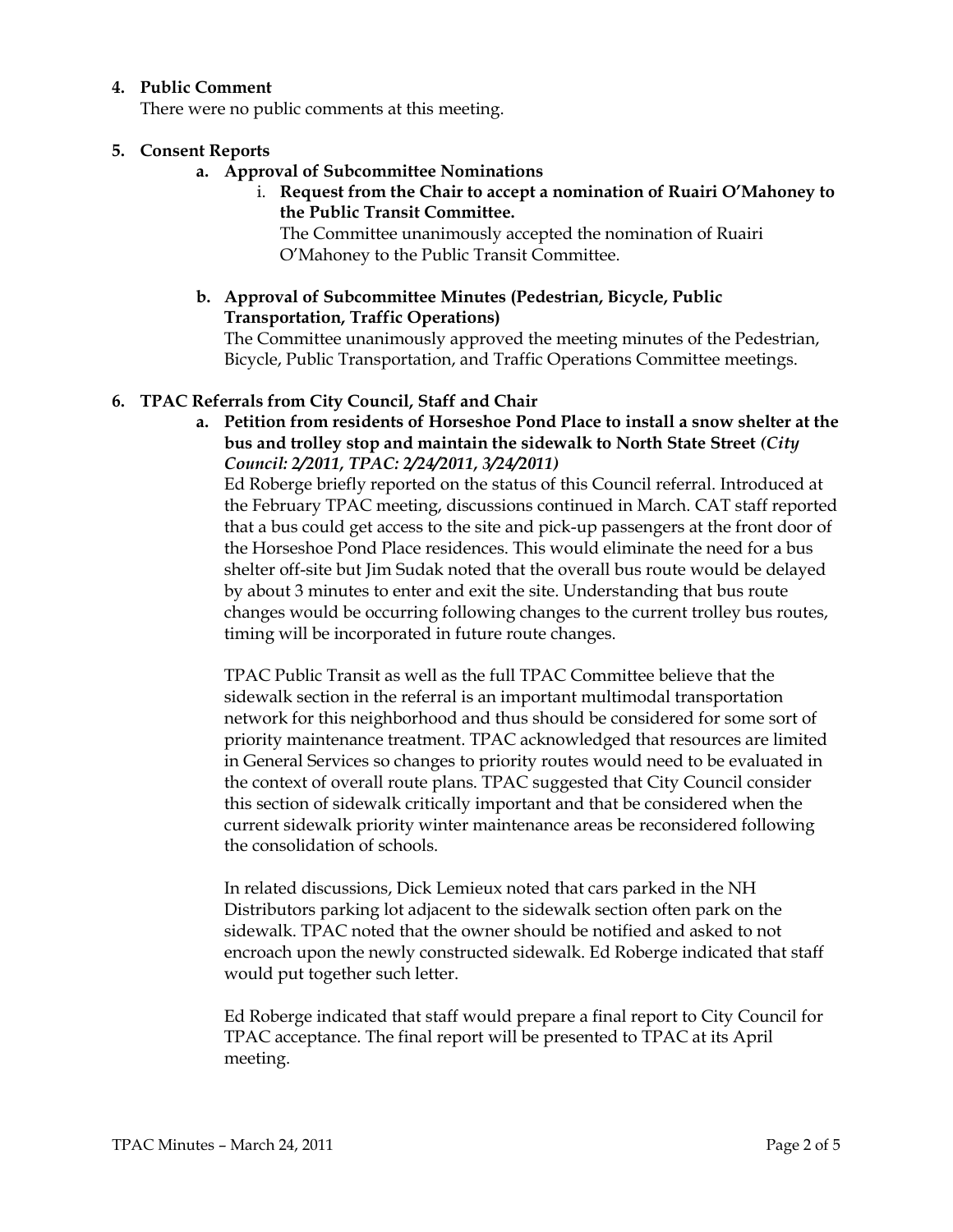**4. Public Comment**

There were no public comments at this meeting.

**5. Consent Reports**

**a. Approval of Subcommittee Nominations**

i. **Request from the Chair to accept a nomination of Ruairi O'Mahoney to the Public Transit Committee.**

The Committee unanimously accepted the nomination of Ruairi O'Mahoney to the Public Transit Committee.

**b. Approval of Subcommittee Minutes (Pedestrian, Bicycle, Public Transportation, Traffic Operations)**

The Committee unanimously approved the meeting minutes of the Pedestrian, Bicycle, Public Transportation, and Traffic Operations Committee meetings.

**6. TPAC Referrals from City Council, Staff and Chair**

**a. Petition from residents of Horseshoe Pond Place to install a snow shelter at the bus and trolley stop and maintain the sidewalk to North State Street** ***(City Council: 2/2011, TPAC: 2/24/2011, 3/24/2011)***

Ed Roberge briefly reported on the status of this Council referral. Introduced at the February TPAC meeting, discussions continued in March. CAT staff reported that a bus could get access to the site and pick-up passengers at the front door of the Horseshoe Pond Place residences. This would eliminate the need for a bus shelter off-site but Jim Sudak noted that the overall bus route would be delayed by about 3 minutes to enter and exit the site. Understanding that bus route changes would be occurring following changes to the current trolley bus routes, timing will be incorporated in future route changes.

TPAC Public Transit as well as the full TPAC Committee believe that the sidewalk section in the referral is an important multimodal transportation network for this neighborhood and thus should be considered for some sort of priority maintenance treatment. TPAC acknowledged that resources are limited in General Services so changes to priority routes would need to be evaluated in the context of overall route plans. TPAC suggested that City Council consider this section of sidewalk critically important and that be considered when the current sidewalk priority winter maintenance areas be reconsidered following the consolidation of schools.

In related discussions, Dick Lemieux noted that cars parked in the NH Distributors parking lot adjacent to the sidewalk section often park on the sidewalk. TPAC noted that the owner should be notified and asked to not encroach upon the newly constructed sidewalk. Ed Roberge indicated that staff would put together such letter.

Ed Roberge indicated that staff would prepare a final report to City Council for TPAC acceptance. The final report will be presented to TPAC at its April meeting.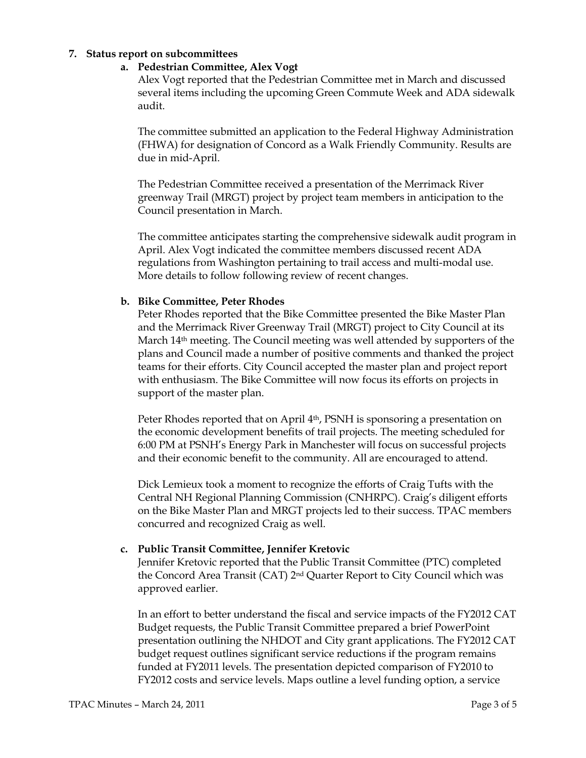**7. Status report on subcommittees**

**a. Pedestrian Committee, Alex Vogt**

Alex Vogt reported that the Pedestrian Committee met in March and discussed several items including the upcoming Green Commute Week and ADA sidewalk audit.

The committee submitted an application to the Federal Highway Administration (FHWA) for designation of Concord as a Walk Friendly Community. Results are due in mid-April.

The Pedestrian Committee received a presentation of the Merrimack River greenway Trail (MRGT) project by project team members in anticipation to the Council presentation in March.

The committee anticipates starting the comprehensive sidewalk audit program in April. Alex Vogt indicated the committee members discussed recent ADA regulations from Washington pertaining to trail access and multi-modal use. More details to follow following review of recent changes.

**b. Bike Committee, Peter Rhodes**

Peter Rhodes reported that the Bike Committee presented the Bike Master Plan and the Merrimack River Greenway Trail (MRGT) project to City Council at its March 14th meeting. The Council meeting was well attended by supporters of the plans and Council made a number of positive comments and thanked the project teams for their efforts. City Council accepted the master plan and project report with enthusiasm. The Bike Committee will now focus its efforts on projects in support of the master plan.

Peter Rhodes reported that on April 4th, PSNH is sponsoring a presentation on the economic development benefits of trail projects. The meeting scheduled for 6:00 PM at PSNH's Energy Park in Manchester will focus on successful projects and their economic benefit to the community. All are encouraged to attend.

Dick Lemieux took a moment to recognize the efforts of Craig Tufts with the Central NH Regional Planning Commission (CNHRPC). Craig's diligent efforts on the Bike Master Plan and MRGT projects led to their success. TPAC members concurred and recognized Craig as well.

**c. Public Transit Committee, Jennifer Kretovic**

Jennifer Kretovic reported that the Public Transit Committee (PTC) completed the Concord Area Transit (CAT) 2nd Quarter Report to City Council which was approved earlier.

In an effort to better understand the fiscal and service impacts of the FY2012 CAT Budget requests, the Public Transit Committee prepared a brief PowerPoint presentation outlining the NHDOT and City grant applications. The FY2012 CAT budget request outlines significant service reductions if the program remains funded at FY2011 levels. The presentation depicted comparison of FY2010 to FY2012 costs and service levels. Maps outline a level funding option, a service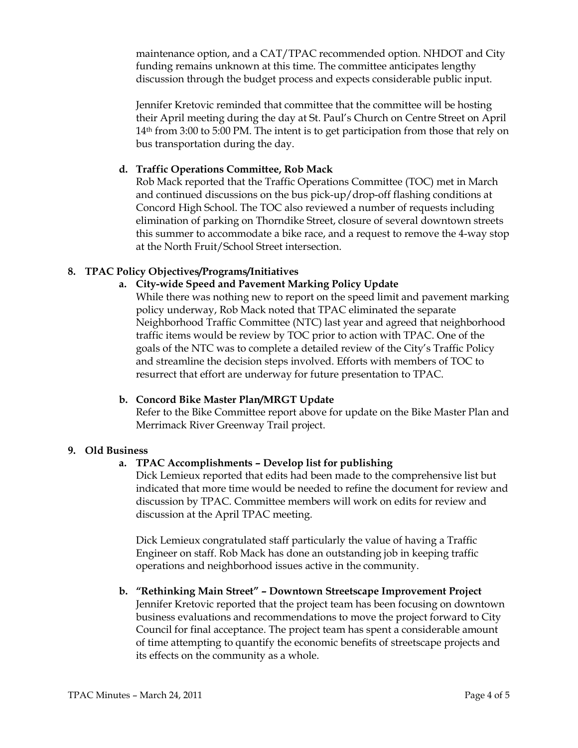maintenance option, and a CAT/TPAC recommended option. NHDOT and City funding remains unknown at this time. The committee anticipates lengthy discussion through the budget process and expects considerable public input.

Jennifer Kretovic reminded that committee that the committee will be hosting their April meeting during the day at St. Paul's Church on Centre Street on April 14th from 3:00 to 5:00 PM. The intent is to get participation from those that rely on bus transportation during the day.

**d. Traffic Operations Committee, Rob Mack**

Rob Mack reported that the Traffic Operations Committee (TOC) met in March and continued discussions on the bus pick-up/drop-off flashing conditions at Concord High School. The TOC also reviewed a number of requests including elimination of parking on Thorndike Street, closure of several downtown streets this summer to accommodate a bike race, and a request to remove the 4-way stop at the North Fruit/School Street intersection.

**8. TPAC Policy Objectives/Programs/Initiatives**

**a. City-wide Speed and Pavement Marking Policy Update**

While there was nothing new to report on the speed limit and pavement marking policy underway, Rob Mack noted that TPAC eliminated the separate Neighborhood Traffic Committee (NTC) last year and agreed that neighborhood traffic items would be review by TOC prior to action with TPAC. One of the goals of the NTC was to complete a detailed review of the City's Traffic Policy and streamline the decision steps involved. Efforts with members of TOC to resurrect that effort are underway for future presentation to TPAC.

**b. Concord Bike Master Plan/MRGT Update**

Refer to the Bike Committee report above for update on the Bike Master Plan and Merrimack River Greenway Trail project.

**9. Old Business**

**a. TPAC Accomplishments – Develop list for publishing**

Dick Lemieux reported that edits had been made to the comprehensive list but indicated that more time would be needed to refine the document for review and discussion by TPAC. Committee members will work on edits for review and discussion at the April TPAC meeting.

Dick Lemieux congratulated staff particularly the value of having a Traffic Engineer on staff. Rob Mack has done an outstanding job in keeping traffic operations and neighborhood issues active in the community.

**b. "Rethinking Main Street" – Downtown Streetscape Improvement Project**

Jennifer Kretovic reported that the project team has been focusing on downtown business evaluations and recommendations to move the project forward to City Council for final acceptance. The project team has spent a considerable amount of time attempting to quantify the economic benefits of streetscape projects and its effects on the community as a whole.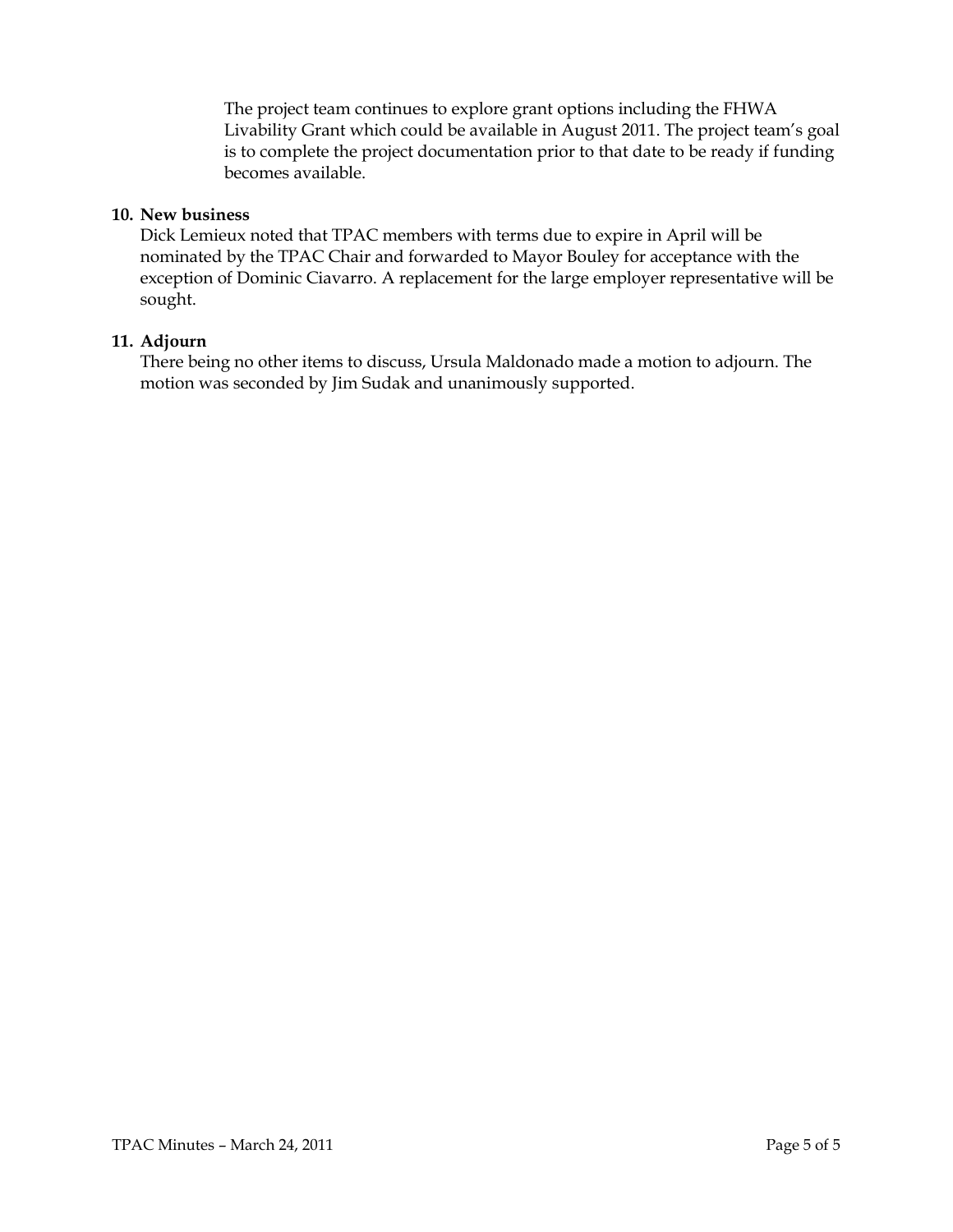The project team continues to explore grant options including the FHWA Livability Grant which could be available in August 2011. The project team's goal is to complete the project documentation prior to that date to be ready if funding becomes available.

**10. New business**

Dick Lemieux noted that TPAC members with terms due to expire in April will be nominated by the TPAC Chair and forwarded to Mayor Bouley for acceptance with the exception of Dominic Ciavarro. A replacement for the large employer representative will be sought.

**11. Adjourn**

There being no other items to discuss, Ursula Maldonado made a motion to adjourn. The motion was seconded by Jim Sudak and unanimously supported.